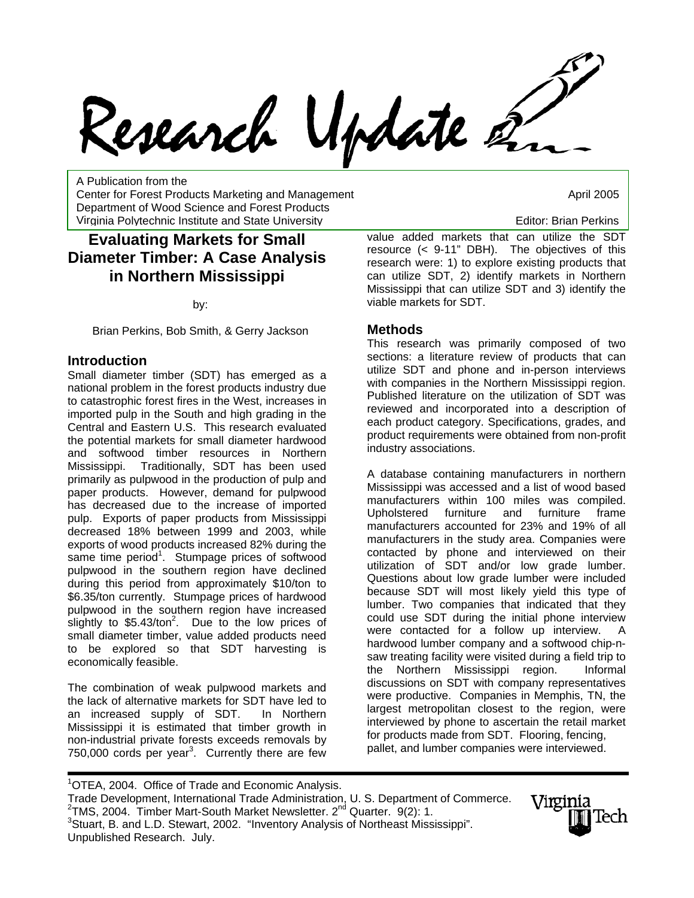# Research Update

A Publication from the
Center for Forest Products Marketing and Management
Department of Wood Science and Forest Products
Virginia Polytechnic Institute and State University

April 2005

Editor: Brian Perkins

## Evaluating Markets for Small Diameter Timber: A Case Analysis in Northern Mississippi

by:

Brian Perkins, Bob Smith, & Gerry Jackson

### Introduction

Small diameter timber (SDT) has emerged as a national problem in the forest products industry due to catastrophic forest fires in the West, increases in imported pulp in the South and high grading in the Central and Eastern U.S. This research evaluated the potential markets for small diameter hardwood and softwood timber resources in Northern Mississippi. Traditionally, SDT has been used primarily as pulpwood in the production of pulp and paper products. However, demand for pulpwood has decreased due to the increase of imported pulp. Exports of paper products from Mississippi decreased 18% between 1999 and 2003, while exports of wood products increased 82% during the same time period[1]. Stumpage prices of softwood pulpwood in the southern region have declined during this period from approximately $10/ton to $6.35/ton currently. Stumpage prices of hardwood pulpwood in the southern region have increased slightly to $5.43/ton[2]. Due to the low prices of small diameter timber, value added products need to be explored so that SDT harvesting is economically feasible.

The combination of weak pulpwood markets and the lack of alternative markets for SDT have led to an increased supply of SDT. In Northern Mississippi it is estimated that timber growth in non-industrial private forests exceeds removals by 750,000 cords per year[3]. Currently there are few value added markets that can utilize the SDT resource (< 9-11" DBH). The objectives of this research were: 1) to explore existing products that can utilize SDT, 2) identify markets in Northern Mississippi that can utilize SDT and 3) identify the viable markets for SDT.

### Methods

This research was primarily composed of two sections: a literature review of products that can utilize SDT and phone and in-person interviews with companies in the Northern Mississippi region. Published literature on the utilization of SDT was reviewed and incorporated into a description of each product category. Specifications, grades, and product requirements were obtained from non-profit industry associations.

A database containing manufacturers in northern Mississippi was accessed and a list of wood based manufacturers within 100 miles was compiled. Upholstered furniture and furniture frame manufacturers accounted for 23% and 19% of all manufacturers in the study area. Companies were contacted by phone and interviewed on their utilization of SDT and/or low grade lumber. Questions about low grade lumber were included because SDT will most likely yield this type of lumber. Two companies that indicated that they could use SDT during the initial phone interview were contacted for a follow up interview. A hardwood lumber company and a softwood chip-n-saw treating facility were visited during a field trip to the Northern Mississippi region. Informal discussions on SDT with company representatives were productive. Companies in Memphis, TN, the largest metropolitan closest to the region, were interviewed by phone to ascertain the retail market for products made from SDT. Flooring, fencing, pallet, and lumber companies were interviewed.

---

[1]OTEA, 2004. Office of Trade and Economic Analysis. Trade Development, International Trade Administration, U. S. Department of Commerce.
[2]TMS, 2004. Timber Mart-South Market Newsletter. 2nd Quarter. 9(2): 1.
[3]Stuart, B. and L.D. Stewart, 2002. "Inventory Analysis of Northeast Mississippi". Unpublished Research. July.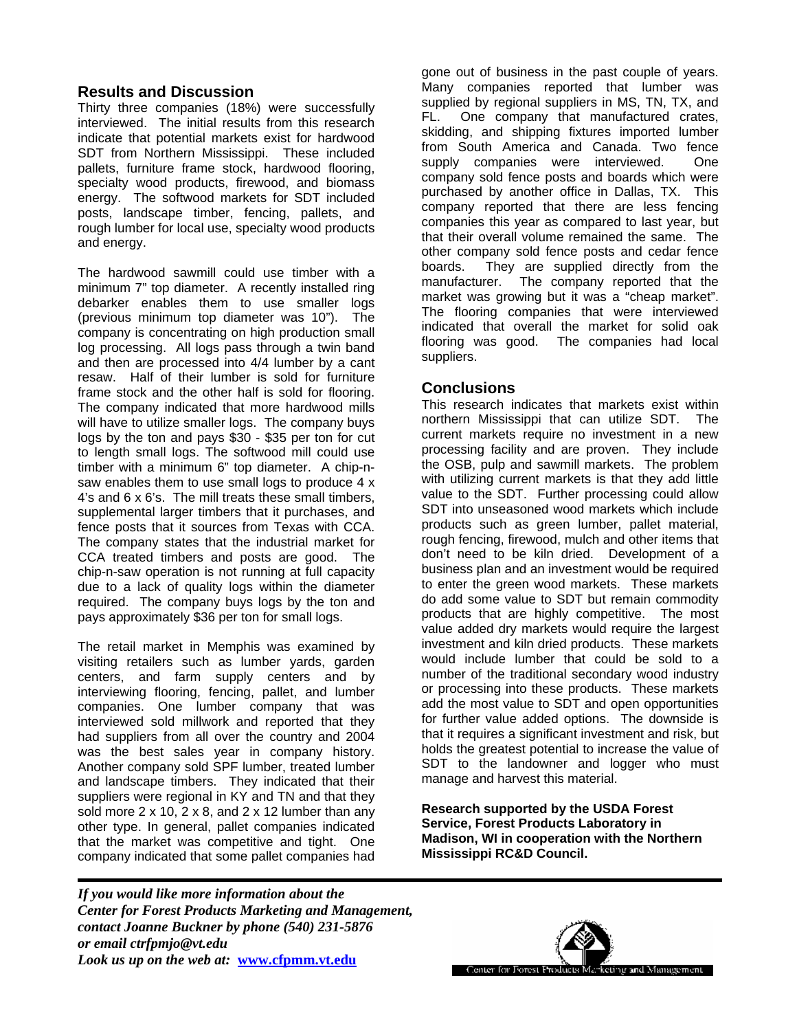## Results and Discussion

Thirty three companies (18%) were successfully interviewed. The initial results from this research indicate that potential markets exist for hardwood SDT from Northern Mississippi. These included pallets, furniture frame stock, hardwood flooring, specialty wood products, firewood, and biomass energy. The softwood markets for SDT included posts, landscape timber, fencing, pallets, and rough lumber for local use, specialty wood products and energy.

The hardwood sawmill could use timber with a minimum 7" top diameter. A recently installed ring debarker enables them to use smaller logs (previous minimum top diameter was 10"). The company is concentrating on high production small log processing. All logs pass through a twin band and then are processed into 4/4 lumber by a cant resaw. Half of their lumber is sold for furniture frame stock and the other half is sold for flooring. The company indicated that more hardwood mills will have to utilize smaller logs. The company buys logs by the ton and pays $30 - $35 per ton for cut to length small logs. The softwood mill could use timber with a minimum 6" top diameter. A chip-n-saw enables them to use small logs to produce 4 x 4's and 6 x 6's. The mill treats these small timbers, supplemental larger timbers that it purchases, and fence posts that it sources from Texas with CCA. The company states that the industrial market for CCA treated timbers and posts are good. The chip-n-saw operation is not running at full capacity due to a lack of quality logs within the diameter required. The company buys logs by the ton and pays approximately $36 per ton for small logs.

The retail market in Memphis was examined by visiting retailers such as lumber yards, garden centers, and farm supply centers and by interviewing flooring, fencing, pallet, and lumber companies. One lumber company that was interviewed sold millwork and reported that they had suppliers from all over the country and 2004 was the best sales year in company history. Another company sold SPF lumber, treated lumber and landscape timbers. They indicated that their suppliers were regional in KY and TN and that they sold more 2 x 10, 2 x 8, and 2 x 12 lumber than any other type. In general, pallet companies indicated that the market was competitive and tight. One company indicated that some pallet companies had gone out of business in the past couple of years. Many companies reported that lumber was supplied by regional suppliers in MS, TN, TX, and FL. One company that manufactured crates, skidding, and shipping fixtures imported lumber from South America and Canada. Two fence supply companies were interviewed. One company sold fence posts and boards which were purchased by another office in Dallas, TX. This company reported that there are less fencing companies this year as compared to last year, but that their overall volume remained the same. The other company sold fence posts and cedar fence boards. They are supplied directly from the manufacturer. The company reported that the market was growing but it was a "cheap market". The flooring companies that were interviewed indicated that overall the market for solid oak flooring was good. The companies had local suppliers.

## Conclusions

This research indicates that markets exist within northern Mississippi that can utilize SDT. The current markets require no investment in a new processing facility and are proven. They include the OSB, pulp and sawmill markets. The problem with utilizing current markets is that they add little value to the SDT. Further processing could allow SDT into unseasoned wood markets which include products such as green lumber, pallet material, rough fencing, firewood, mulch and other items that don't need to be kiln dried. Development of a business plan and an investment would be required to enter the green wood markets. These markets do add some value to SDT but remain commodity products that are highly competitive. The most value added dry markets would require the largest investment and kiln dried products. These markets would include lumber that could be sold to a number of the traditional secondary wood industry or processing into these products. These markets add the most value to SDT and open opportunities for further value added options. The downside is that it requires a significant investment and risk, but holds the greatest potential to increase the value of SDT to the landowner and logger who must manage and harvest this material.

**Research supported by the USDA Forest Service, Forest Products Laboratory in Madison, WI in cooperation with the Northern Mississippi RC&D Council.**

***If you would like more information about the Center for Forest Products Marketing and Management, contact Joanne Buckner by phone (540) 231-5876 or email ctrfpmjo@vt.edu***
***Look us up on the web at: www.cfpmm.vt.edu***

Center for Forest Products Marketing and Management